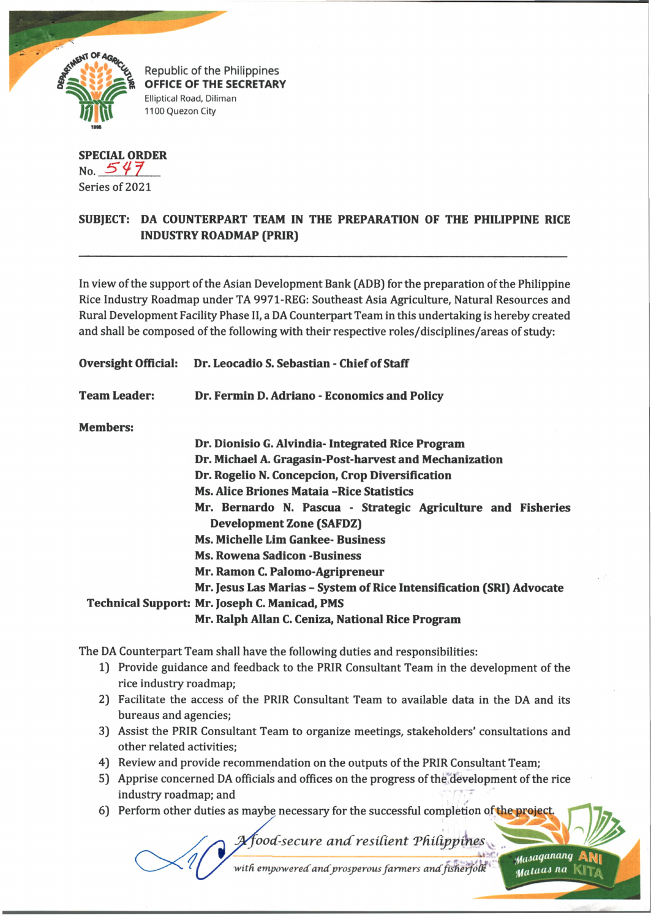Republic of the Philippines
**OFFICE OF THE SECRETARY**
Elliptical Road, Diliman
1100 Quezon City

**SPECIAL ORDER**
No. 547
Series of 2021

**SUBJECT: DA COUNTERPART TEAM IN THE PREPARATION OF THE PHILIPPINE RICE INDUSTRY ROADMAP (PRIR)**

---

In view of the support of the Asian Development Bank (ADB) for the preparation of the Philippine Rice Industry Roadmap under TA 9971-REG: Southeast Asia Agriculture, Natural Resources and Rural Development Facility Phase II, a DA Counterpart Team in this undertaking is hereby created and shall be composed of the following with their respective roles/disciplines/areas of study:

**Oversight Official:** **Dr. Leocadio S. Sebastian - Chief of Staff**

**Team Leader:** **Dr. Fermin D. Adriano - Economics and Policy**

**Members:**

**Dr. Dionisio G. Alvindia- Integrated Rice Program**
**Dr. Michael A. Gragasin-Post-harvest and Mechanization**
**Dr. Rogelio N. Concepcion, Crop Diversification**
**Ms. Alice Briones Mataia –Rice Statistics**
**Mr. Bernardo N. Pascua - Strategic Agriculture and Fisheries Development Zone (SAFDZ)**
**Ms. Michelle Lim Gankee- Business**
**Ms. Rowena Sadicon -Business**
**Mr. Ramon C. Palomo-Agripreneur**
**Mr. Jesus Las Marias – System of Rice Intensification (SRI) Advocate**

**Technical Support:** **Mr. Joseph C. Manicad, PMS**
**Mr. Ralph Allan C. Ceniza, National Rice Program**

The DA Counterpart Team shall have the following duties and responsibilities:

1) Provide guidance and feedback to the PRIR Consultant Team in the development of the rice industry roadmap;
2) Facilitate the access of the PRIR Consultant Team to available data in the DA and its bureaus and agencies;
3) Assist the PRIR Consultant Team to organize meetings, stakeholders' consultations and other related activities;
4) Review and provide recommendation on the outputs of the PRIR Consultant Team;
5) Apprise concerned DA officials and offices on the progress of the development of the rice industry roadmap; and
6) Perform other duties as maybe necessary for the successful completion of the project.

*A food-secure and resilient Philippines with empowered and prosperous farmers and fisherfolk*

Masaganang ANI Mataas na KITA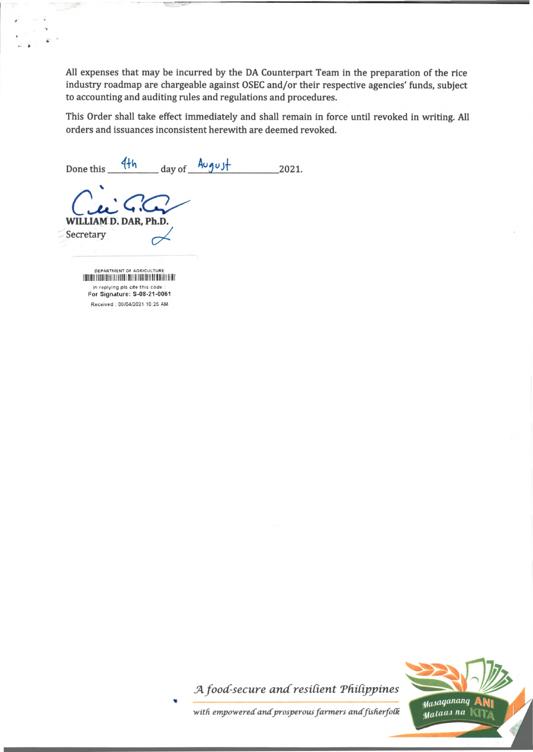All expenses that may be incurred by the DA Counterpart Team in the preparation of the rice industry roadmap are chargeable against OSEC and/or their respective agencies' funds, subject to accounting and auditing rules and regulations and procedures.

This Order shall take effect immediately and shall remain in force until revoked in writing. All orders and issuances inconsistent herewith are deemed revoked.

Done this 4th day of August 2021.

**WILLIAM D. DAR, Ph.D.**
Secretary

DEPARTMENT OF AGRICULTURE
in replying pls cite this code :
For Signature: S-08-21-0061
Received : 08/04/2021 10:25 AM

*A food-secure and resilient Philippines*
*with empowered and prosperous farmers and fisherfolk*

Masaganang ANI Mataas na KITA